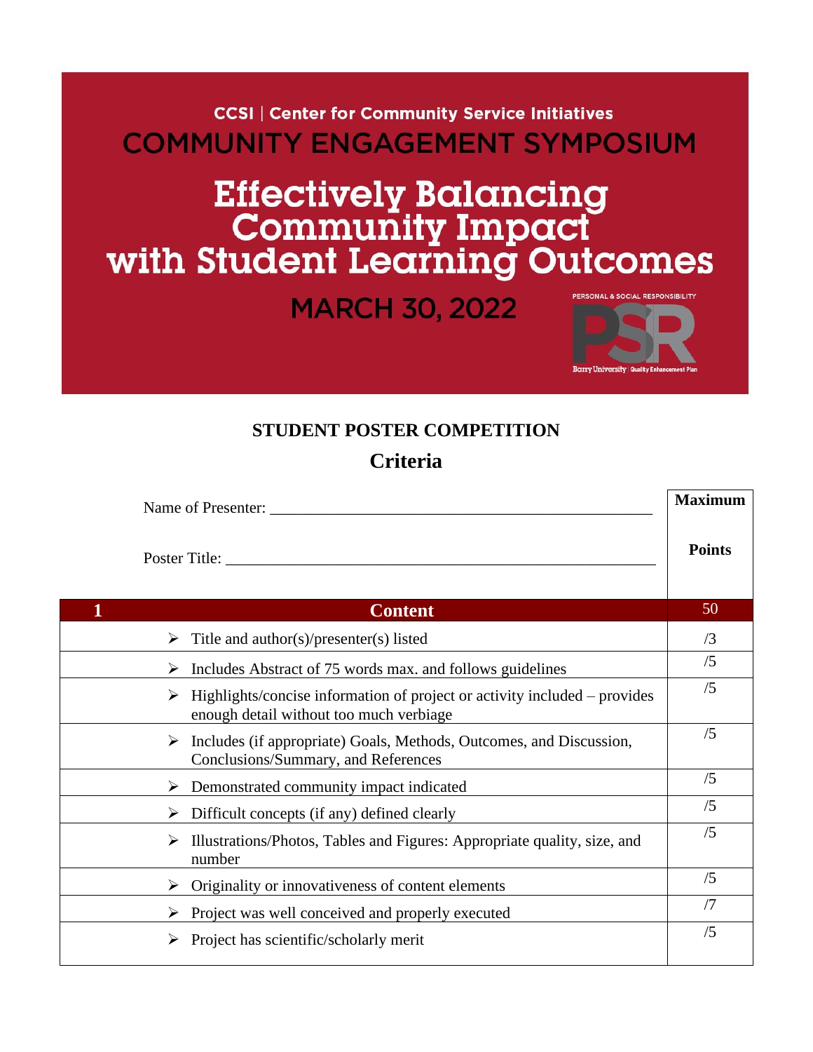CCSI | Center for Community Service Initiatives

# COMMUNITY ENGAGEMENT SYMPOSIUM

# Effectively Balancing Community Impact with Student Learning Outcomes

MARCH 30, 2022

PERSONAL & SOCIAL RESPONSIBILITY

PSR

Barry University | Quality Enhancement Plan

## STUDENT POSTER COMPETITION

## Criteria

| Name of Presenter: ______________________________________________<br><br>Poster Title: ______________________________________________ | **Maximum Points** |
|---|---|
| **1 Content** | 50 |
| ➢ Title and author(s)/presenter(s) listed | /3 |
| ➢ Includes Abstract of 75 words max. and follows guidelines | /5 |
| ➢ Highlights/concise information of project or activity included – provides enough detail without too much verbiage | /5 |
| ➢ Includes (if appropriate) Goals, Methods, Outcomes, and Discussion, Conclusions/Summary, and References | /5 |
| ➢ Demonstrated community impact indicated | /5 |
| ➢ Difficult concepts (if any) defined clearly | /5 |
| ➢ Illustrations/Photos, Tables and Figures: Appropriate quality, size, and number | /5 |
| ➢ Originality or innovativeness of content elements | /5 |
| ➢ Project was well conceived and properly executed | /7 |
| ➢ Project has scientific/scholarly merit | /5 |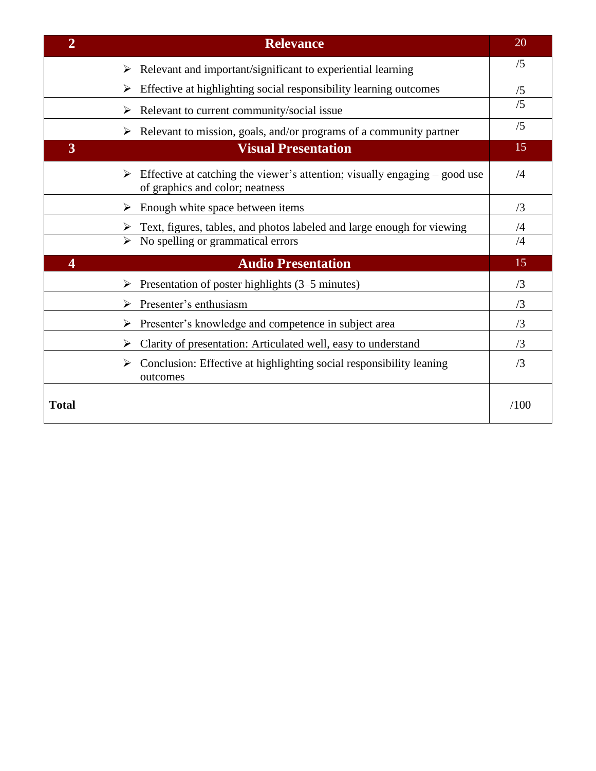| | | |
|---|---|---|
| **2** | **Relevance** | 20 |
| | ➢ Relevant and important/significant to experiential learning | /5 |
| | ➢ Effective at highlighting social responsibility learning outcomes | /5 |
| | ➢ Relevant to current community/social issue | /5 |
| | ➢ Relevant to mission, goals, and/or programs of a community partner | /5 |
| **3** | **Visual Presentation** | 15 |
| | ➢ Effective at catching the viewer's attention; visually engaging – good use of graphics and color; neatness | /4 |
| | ➢ Enough white space between items | /3 |
| | ➢ Text, figures, tables, and photos labeled and large enough for viewing | /4 |
| | ➢ No spelling or grammatical errors | /4 |
| **4** | **Audio Presentation** | 15 |
| | ➢ Presentation of poster highlights (3–5 minutes) | /3 |
| | ➢ Presenter's enthusiasm | /3 |
| | ➢ Presenter's knowledge and competence in subject area | /3 |
| | ➢ Clarity of presentation: Articulated well, easy to understand | /3 |
| | ➢ Conclusion: Effective at highlighting social responsibility leaning outcomes | /3 |
| **Total** | | /100 |